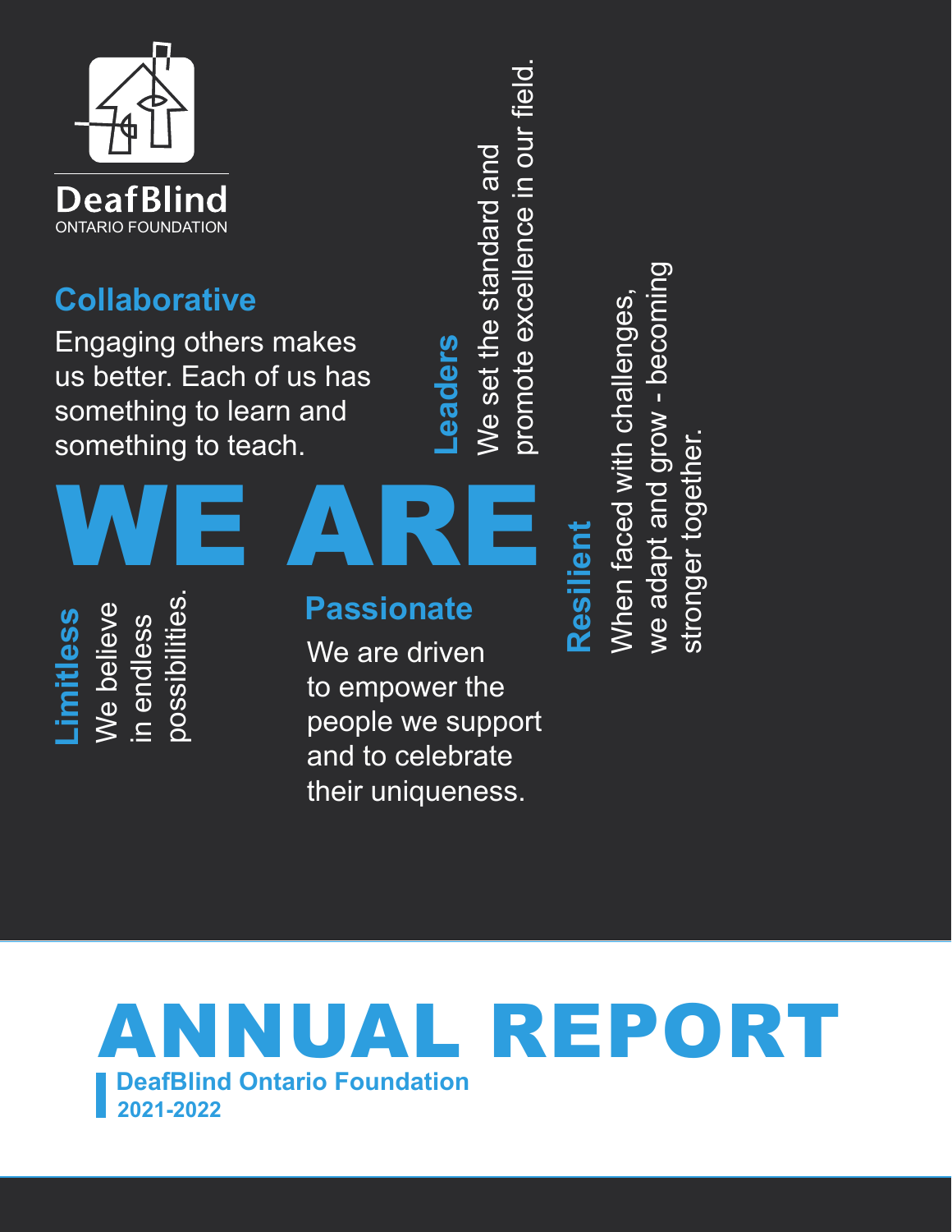DeafBlind
ONTARIO FOUNDATION

## Collaborative

Engaging others makes us better. Each of us has something to learn and something to teach.

## Leaders

We set the standard and promote excellence in our field.

# WE ARE

## Resilient

When faced with challenges, we adapt and grow - becoming stronger together.

## Limitless

We believe in endless possibilities.

## Passionate

We are driven to empower the people we support and to celebrate their uniqueness.

# ANNUAL REPORT

**DeafBlind Ontario Foundation**
**2021-2022**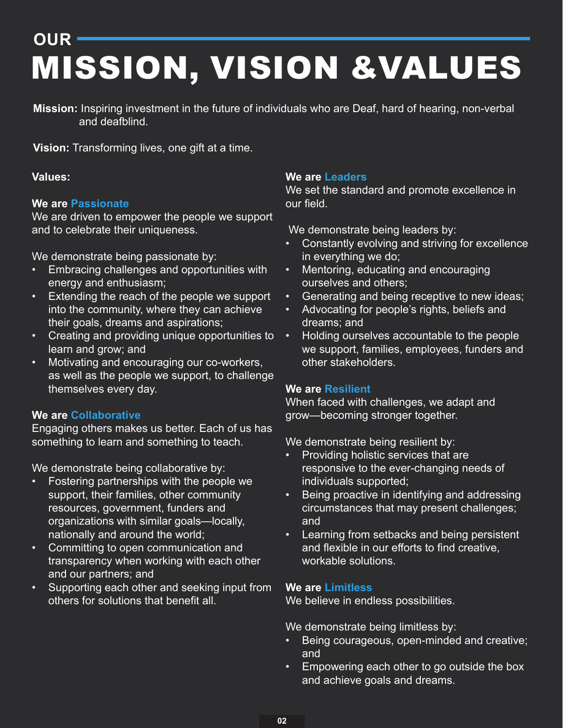# OUR MISSION, VISION &VALUES

**Mission:** Inspiring investment in the future of individuals who are Deaf, hard of hearing, non-verbal and deafblind.

**Vision:** Transforming lives, one gift at a time.

**Values:**

### We are Passionate

We are driven to empower the people we support and to celebrate their uniqueness.

We demonstrate being passionate by:

- Embracing challenges and opportunities with energy and enthusiasm;
- Extending the reach of the people we support into the community, where they can achieve their goals, dreams and aspirations;
- Creating and providing unique opportunities to learn and grow; and
- Motivating and encouraging our co-workers, as well as the people we support, to challenge themselves every day.

### We are Collaborative

Engaging others makes us better. Each of us has something to learn and something to teach.

We demonstrate being collaborative by:

- Fostering partnerships with the people we support, their families, other community resources, government, funders and organizations with similar goals—locally, nationally and around the world;
- Committing to open communication and transparency when working with each other and our partners; and
- Supporting each other and seeking input from others for solutions that benefit all.

### We are Leaders

We set the standard and promote excellence in our field.

We demonstrate being leaders by:

- Constantly evolving and striving for excellence in everything we do;
- Mentoring, educating and encouraging ourselves and others;
- Generating and being receptive to new ideas;
- Advocating for people's rights, beliefs and dreams; and
- Holding ourselves accountable to the people we support, families, employees, funders and other stakeholders.

### We are Resilient

When faced with challenges, we adapt and grow—becoming stronger together.

We demonstrate being resilient by:

- Providing holistic services that are responsive to the ever-changing needs of individuals supported;
- Being proactive in identifying and addressing circumstances that may present challenges; and
- Learning from setbacks and being persistent and flexible in our efforts to find creative, workable solutions.

### We are Limitless

We believe in endless possibilities.

We demonstrate being limitless by:

- Being courageous, open-minded and creative; and
- Empowering each other to go outside the box and achieve goals and dreams.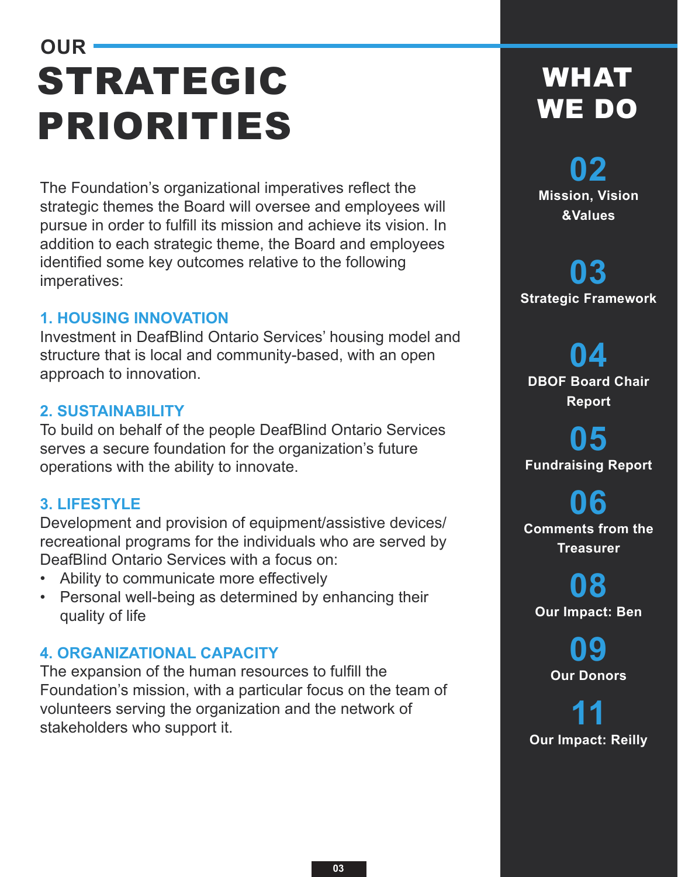# OUR STRATEGIC PRIORITIES

The Foundation's organizational imperatives reflect the strategic themes the Board will oversee and employees will pursue in order to fulfill its mission and achieve its vision. In addition to each strategic theme, the Board and employees identified some key outcomes relative to the following imperatives:

### 1. HOUSING INNOVATION

Investment in DeafBlind Ontario Services' housing model and structure that is local and community-based, with an open approach to innovation.

### 2. SUSTAINABILITY

To build on behalf of the people DeafBlind Ontario Services serves a secure foundation for the organization's future operations with the ability to innovate.

### 3. LIFESTYLE

Development and provision of equipment/assistive devices/ recreational programs for the individuals who are served by DeafBlind Ontario Services with a focus on:

- Ability to communicate more effectively
- Personal well-being as determined by enhancing their quality of life

### 4. ORGANIZATIONAL CAPACITY

The expansion of the human resources to fulfill the Foundation's mission, with a particular focus on the team of volunteers serving the organization and the network of stakeholders who support it.

## WHAT WE DO

**02** Mission, Vision &Values

**03** Strategic Framework

**04** DBOF Board Chair Report

**05** Fundraising Report

**06** Comments from the Treasurer

**08** Our Impact: Ben

**09** Our Donors

**11** Our Impact: Reilly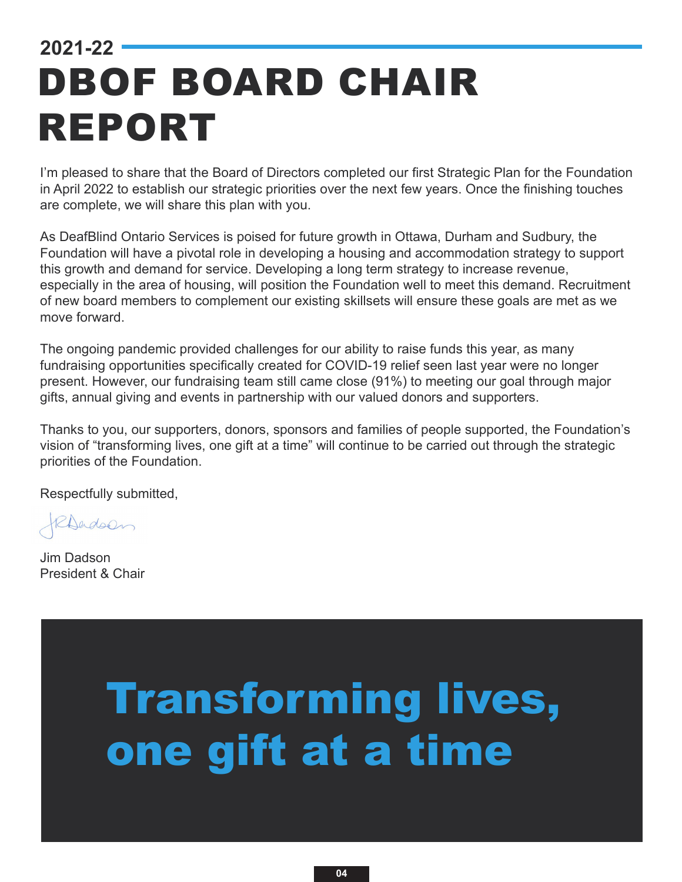2021-22

# DBOF BOARD CHAIR REPORT

I'm pleased to share that the Board of Directors completed our first Strategic Plan for the Foundation in April 2022 to establish our strategic priorities over the next few years. Once the finishing touches are complete, we will share this plan with you.

As DeafBlind Ontario Services is poised for future growth in Ottawa, Durham and Sudbury, the Foundation will have a pivotal role in developing a housing and accommodation strategy to support this growth and demand for service. Developing a long term strategy to increase revenue, especially in the area of housing, will position the Foundation well to meet this demand. Recruitment of new board members to complement our existing skillsets will ensure these goals are met as we move forward.

The ongoing pandemic provided challenges for our ability to raise funds this year, as many fundraising opportunities specifically created for COVID-19 relief seen last year were no longer present. However, our fundraising team still came close (91%) to meeting our goal through major gifts, annual giving and events in partnership with our valued donors and supporters.

Thanks to you, our supporters, donors, sponsors and families of people supported, the Foundation's vision of "transforming lives, one gift at a time" will continue to be carried out through the strategic priorities of the Foundation.

Respectfully submitted,

Jim Dadson
President & Chair

**Transforming lives, one gift at a time**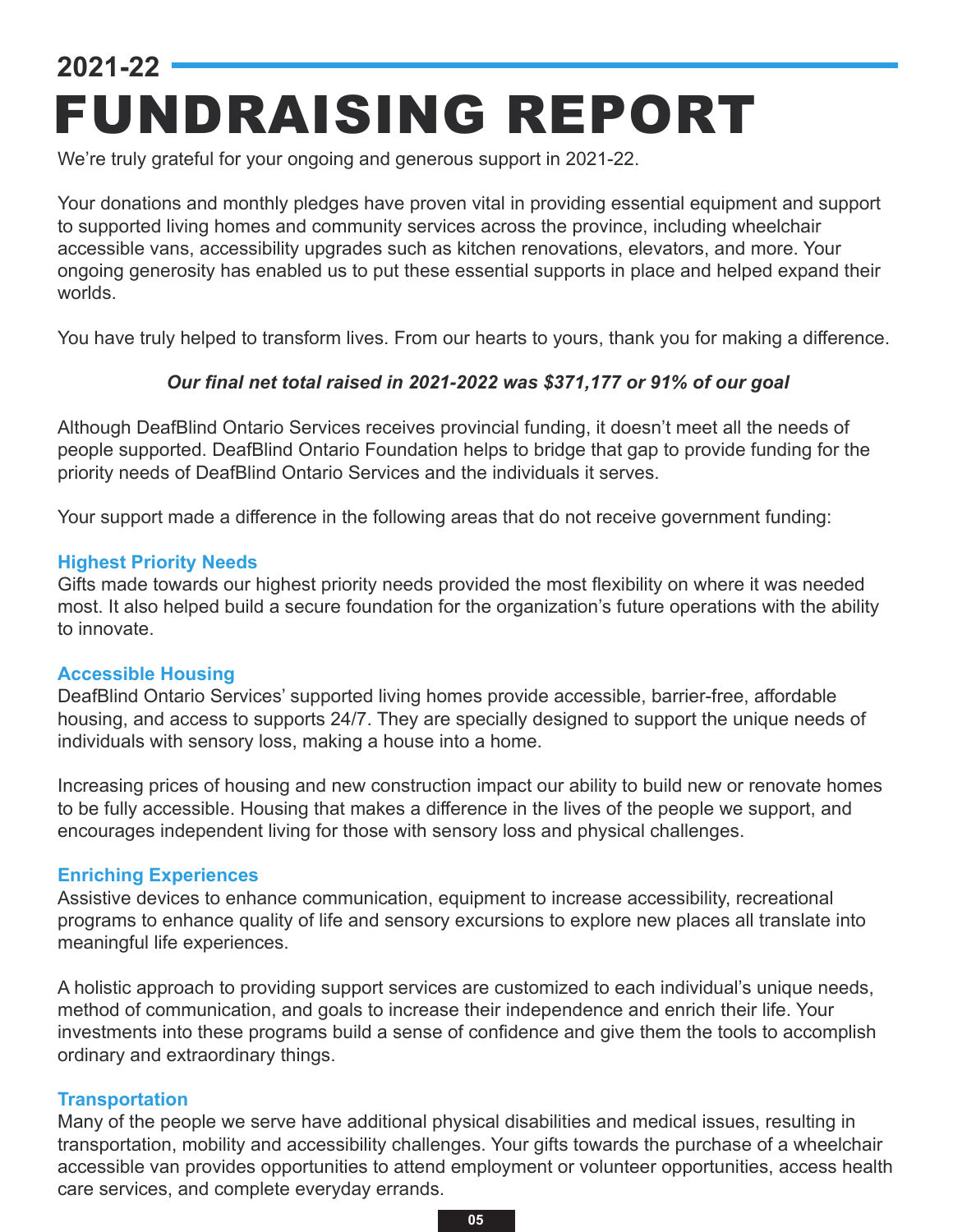# 2021-22 FUNDRAISING REPORT

We're truly grateful for your ongoing and generous support in 2021-22.

Your donations and monthly pledges have proven vital in providing essential equipment and support to supported living homes and community services across the province, including wheelchair accessible vans, accessibility upgrades such as kitchen renovations, elevators, and more. Your ongoing generosity has enabled us to put these essential supports in place and helped expand their worlds.

You have truly helped to transform lives. From our hearts to yours, thank you for making a difference.

***Our final net total raised in 2021-2022 was $371,177 or 91% of our goal***

Although DeafBlind Ontario Services receives provincial funding, it doesn't meet all the needs of people supported. DeafBlind Ontario Foundation helps to bridge that gap to provide funding for the priority needs of DeafBlind Ontario Services and the individuals it serves.

Your support made a difference in the following areas that do not receive government funding:

### Highest Priority Needs

Gifts made towards our highest priority needs provided the most flexibility on where it was needed most. It also helped build a secure foundation for the organization's future operations with the ability to innovate.

### Accessible Housing

DeafBlind Ontario Services' supported living homes provide accessible, barrier-free, affordable housing, and access to supports 24/7. They are specially designed to support the unique needs of individuals with sensory loss, making a house into a home.

Increasing prices of housing and new construction impact our ability to build new or renovate homes to be fully accessible. Housing that makes a difference in the lives of the people we support, and encourages independent living for those with sensory loss and physical challenges.

### Enriching Experiences

Assistive devices to enhance communication, equipment to increase accessibility, recreational programs to enhance quality of life and sensory excursions to explore new places all translate into meaningful life experiences.

A holistic approach to providing support services are customized to each individual's unique needs, method of communication, and goals to increase their independence and enrich their life. Your investments into these programs build a sense of confidence and give them the tools to accomplish ordinary and extraordinary things.

### Transportation

Many of the people we serve have additional physical disabilities and medical issues, resulting in transportation, mobility and accessibility challenges. Your gifts towards the purchase of a wheelchair accessible van provides opportunities to attend employment or volunteer opportunities, access health care services, and complete everyday errands.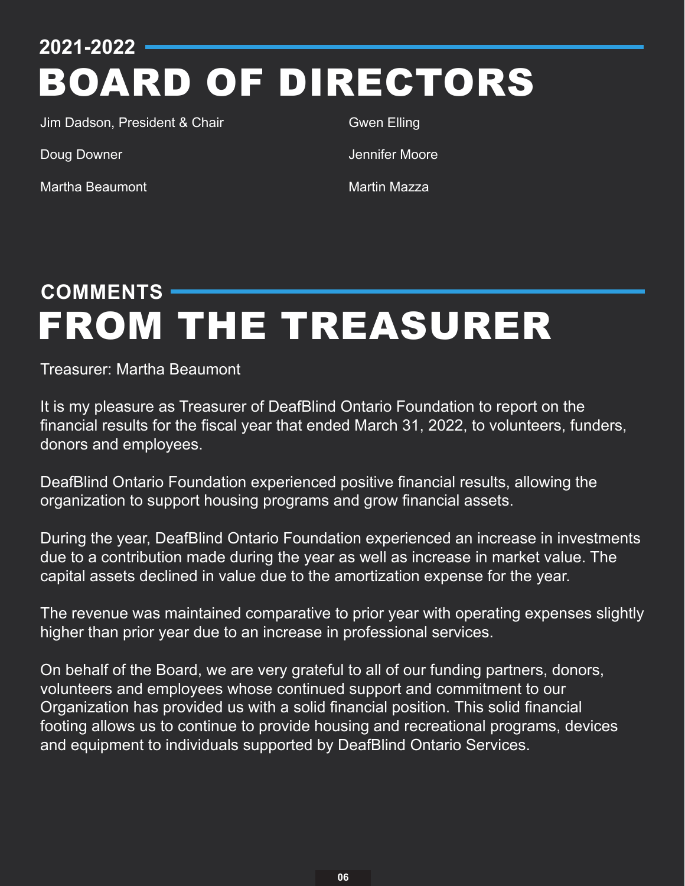## 2021-2022

# BOARD OF DIRECTORS

Jim Dadson, President & Chair

Doug Downer

Martha Beaumont

Gwen Elling

Jennifer Moore

Martin Mazza

## COMMENTS

# FROM THE TREASURER

Treasurer: Martha Beaumont

It is my pleasure as Treasurer of DeafBlind Ontario Foundation to report on the financial results for the fiscal year that ended March 31, 2022, to volunteers, funders, donors and employees.

DeafBlind Ontario Foundation experienced positive financial results, allowing the organization to support housing programs and grow financial assets.

During the year, DeafBlind Ontario Foundation experienced an increase in investments due to a contribution made during the year as well as increase in market value. The capital assets declined in value due to the amortization expense for the year.

The revenue was maintained comparative to prior year with operating expenses slightly higher than prior year due to an increase in professional services.

On behalf of the Board, we are very grateful to all of our funding partners, donors, volunteers and employees whose continued support and commitment to our Organization has provided us with a solid financial position. This solid financial footing allows us to continue to provide housing and recreational programs, devices and equipment to individuals supported by DeafBlind Ontario Services.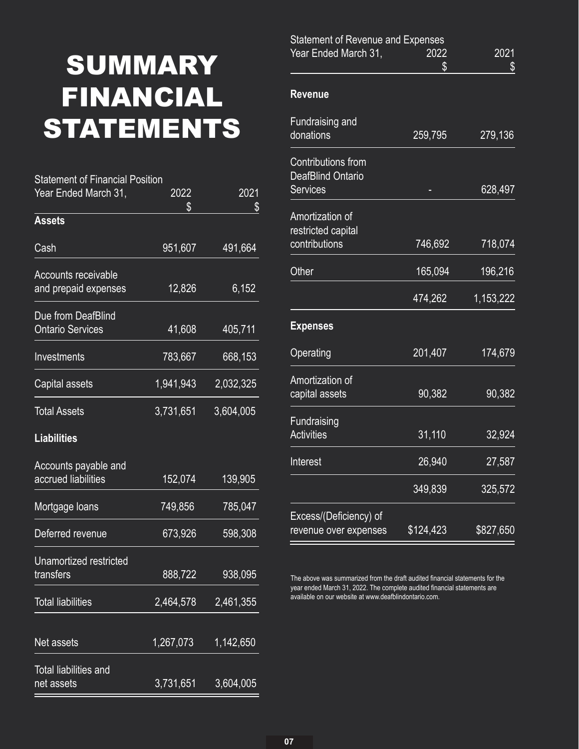# SUMMARY FINANCIAL STATEMENTS

| Statement of Financial Position<br>Year Ended March 31, | 2022<br>$ | 2021<br>$ |
|---|---|---|
| **Assets** | | |
| Cash | 951,607 | 491,664 |
| Accounts receivable and prepaid expenses | 12,826 | 6,152 |
| Due from DeafBlind Ontario Services | 41,608 | 405,711 |
| Investments | 783,667 | 668,153 |
| Capital assets | 1,941,943 | 2,032,325 |
| Total Assets | 3,731,651 | 3,604,005 |
| **Liabilities** | | |
| Accounts payable and accrued liabilities | 152,074 | 139,905 |
| Mortgage loans | 749,856 | 785,047 |
| Deferred revenue | 673,926 | 598,308 |
| Unamortized restricted transfers | 888,722 | 938,095 |
| Total liabilities | 2,464,578 | 2,461,355 |
| Net assets | 1,267,073 | 1,142,650 |
| Total liabilities and net assets | 3,731,651 | 3,604,005 |

| Statement of Revenue and Expenses<br>Year Ended March 31, | 2022<br>$ | 2021<br>$ |
|---|---|---|
| **Revenue** | | |
| Fundraising and donations | 259,795 | 279,136 |
| Contributions from DeafBlind Ontario Services | - | 628,497 |
| Amortization of restricted capital contributions | 746,692 | 718,074 |
| Other | 165,094 | 196,216 |
| | 474,262 | 1,153,222 |
| **Expenses** | | |
| Operating | 201,407 | 174,679 |
| Amortization of capital assets | 90,382 | 90,382 |
| Fundraising Activities | 31,110 | 32,924 |
| Interest | 26,940 | 27,587 |
| | 349,839 | 325,572 |
| Excess/(Deficiency) of revenue over expenses | $124,423 | $827,650 |

The above was summarized from the draft audited financial statements for the year ended March 31, 2022. The complete audited financial statements are available on our website at www.deafblindontario.com.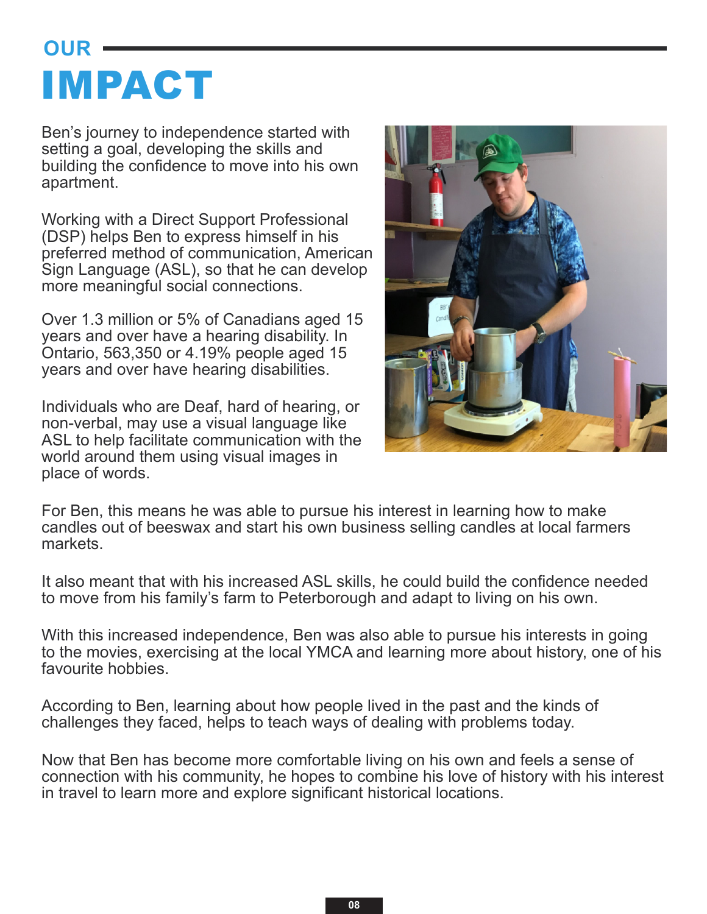# OUR IMPACT

Ben's journey to independence started with setting a goal, developing the skills and building the confidence to move into his own apartment.

Working with a Direct Support Professional (DSP) helps Ben to express himself in his preferred method of communication, American Sign Language (ASL), so that he can develop more meaningful social connections.

Over 1.3 million or 5% of Canadians aged 15 years and over have a hearing disability. In Ontario, 563,350 or 4.19% people aged 15 years and over have hearing disabilities.

Individuals who are Deaf, hard of hearing, or non-verbal, may use a visual language like ASL to help facilitate communication with the world around them using visual images in place of words.

For Ben, this means he was able to pursue his interest in learning how to make candles out of beeswax and start his own business selling candles at local farmers markets.

It also meant that with his increased ASL skills, he could build the confidence needed to move from his family's farm to Peterborough and adapt to living on his own.

With this increased independence, Ben was also able to pursue his interests in going to the movies, exercising at the local YMCA and learning more about history, one of his favourite hobbies.

According to Ben, learning about how people lived in the past and the kinds of challenges they faced, helps to teach ways of dealing with problems today.

Now that Ben has become more comfortable living on his own and feels a sense of connection with his community, he hopes to combine his love of history with his interest in travel to learn more and explore significant historical locations.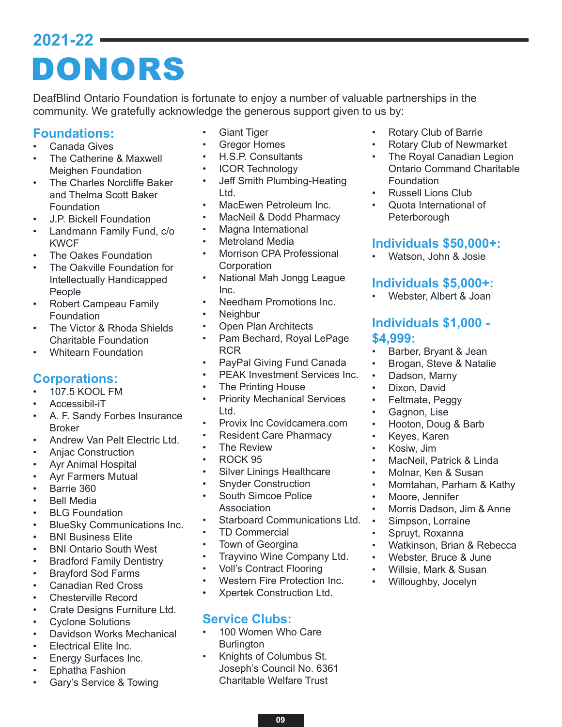## 2021-22

# DONORS

DeafBlind Ontario Foundation is fortunate to enjoy a number of valuable partnerships in the community. We gratefully acknowledge the generous support given to us by:

### Foundations:

- Canada Gives
- The Catherine & Maxwell Meighen Foundation
- The Charles Norcliffe Baker and Thelma Scott Baker Foundation
- J.P. Bickell Foundation
- Landmann Family Fund, c/o KWCF
- The Oakes Foundation
- The Oakville Foundation for Intellectually Handicapped People
- Robert Campeau Family Foundation
- The Victor & Rhoda Shields Charitable Foundation
- Whitearn Foundation

### Corporations:

- 107.5 KOOL FM
- Accessibil-iT
- A. F. Sandy Forbes Insurance Broker
- Andrew Van Pelt Electric Ltd.
- Anjac Construction
- Ayr Animal Hospital
- Ayr Farmers Mutual
- Barrie 360
- Bell Media
- BLG Foundation
- BlueSky Communications Inc.
- BNI Business Elite
- BNI Ontario South West
- Bradford Family Dentistry
- Brayford Sod Farms
- Canadian Red Cross
- Chesterville Record
- Crate Designs Furniture Ltd.
- Cyclone Solutions
- Davidson Works Mechanical
- Electrical Elite Inc.
- Energy Surfaces Inc.
- Ephatha Fashion
- Gary's Service & Towing
- Giant Tiger
- Gregor Homes
- H.S.P. Consultants
- ICOR Technology
- Jeff Smith Plumbing-Heating Ltd.
- MacEwen Petroleum Inc.
- MacNeil & Dodd Pharmacy
- Magna International
- Metroland Media
- Morrison CPA Professional Corporation
- National Mah Jongg League Inc.
- Needham Promotions Inc.
- Neighbur
- Open Plan Architects
- Pam Bechard, Royal LePage RCR
- PayPal Giving Fund Canada
- PEAK Investment Services Inc.
- The Printing House
- Priority Mechanical Services Ltd.
- Provix Inc Covidcamera.com
- Resident Care Pharmacy
- The Review
- ROCK 95
- Silver Linings Healthcare
- Snyder Construction
- South Simcoe Police Association
- Starboard Communications Ltd.
- TD Commercial
- Town of Georgina
- Trayvino Wine Company Ltd.
- Voll's Contract Flooring
- Western Fire Protection Inc.
- Xpertek Construction Ltd.

### Service Clubs:

- 100 Women Who Care Burlington
- Knights of Columbus St. Joseph's Council No. 6361 Charitable Welfare Trust
- Rotary Club of Barrie
- Rotary Club of Newmarket
- The Royal Canadian Legion Ontario Command Charitable Foundation
- Russell Lions Club
- Quota International of Peterborough

### Individuals $50,000+:

- Watson, John & Josie

### Individuals $5,000+:

- Webster, Albert & Joan

### Individuals $1,000 - $4,999:

- Barber, Bryant & Jean
- Brogan, Steve & Natalie
- Dadson, Marny
- Dixon, David
- Feltmate, Peggy
- Gagnon, Lise
- Hooton, Doug & Barb
- Keyes, Karen
- Kosiw, Jim
- MacNeil, Patrick & Linda
- Molnar, Ken & Susan
- Momtahan, Parham & Kathy
- Moore, Jennifer
- Morris Dadson, Jim & Anne
- Simpson, Lorraine
- Spruyt, Roxanna
- Watkinson, Brian & Rebecca
- Webster, Bruce & June
- Willsie, Mark & Susan
- Willoughby, Jocelyn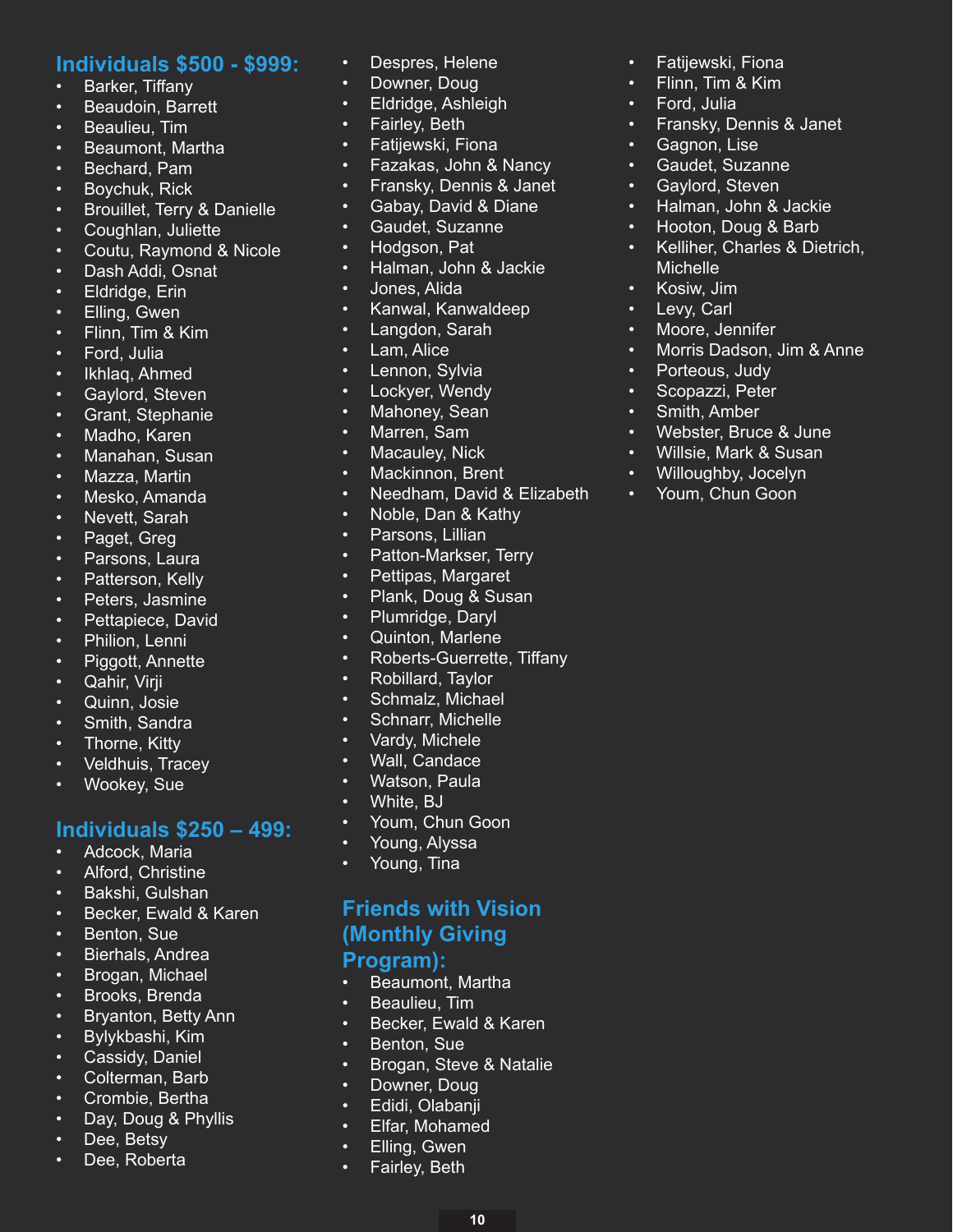## Individuals $500 - $999:

- Barker, Tiffany
- Beaudoin, Barrett
- Beaulieu, Tim
- Beaumont, Martha
- Bechard, Pam
- Boychuk, Rick
- Brouillet, Terry & Danielle
- Coughlan, Juliette
- Coutu, Raymond & Nicole
- Dash Addi, Osnat
- Eldridge, Erin
- Elling, Gwen
- Flinn, Tim & Kim
- Ford, Julia
- Ikhlaq, Ahmed
- Gaylord, Steven
- Grant, Stephanie
- Madho, Karen
- Manahan, Susan
- Mazza, Martin
- Mesko, Amanda
- Nevett, Sarah
- Paget, Greg
- Parsons, Laura
- Patterson, Kelly
- Peters, Jasmine
- Pettapiece, David
- Philion, Lenni
- Piggott, Annette
- Qahir, Virji
- Quinn, Josie
- Smith, Sandra
- Thorne, Kitty
- Veldhuis, Tracey
- Wookey, Sue

## Individuals $250 – 499:

- Adcock, Maria
- Alford, Christine
- Bakshi, Gulshan
- Becker, Ewald & Karen
- Benton, Sue
- Bierhals, Andrea
- Brogan, Michael
- Brooks, Brenda
- Bryanton, Betty Ann
- Bylykbashi, Kim
- Cassidy, Daniel
- Colterman, Barb
- Crombie, Bertha
- Day, Doug & Phyllis
- Dee, Betsy
- Dee, Roberta
- Despres, Helene
- Downer, Doug
- Eldridge, Ashleigh
- Fairley, Beth
- Fatijewski, Fiona
- Fazakas, John & Nancy
- Fransky, Dennis & Janet
- Gabay, David & Diane
- Gaudet, Suzanne
- Hodgson, Pat
- Halman, John & Jackie
- Jones, Alida
- Kanwal, Kanwaldeep
- Langdon, Sarah
- Lam, Alice
- Lennon, Sylvia
- Lockyer, Wendy
- Mahoney, Sean
- Marren, Sam
- Macauley, Nick
- Mackinnon, Brent
- Needham, David & Elizabeth
- Noble, Dan & Kathy
- Parsons, Lillian
- Patton-Markser, Terry
- Pettipas, Margaret
- Plank, Doug & Susan
- Plumridge, Daryl
- Quinton, Marlene
- Roberts-Guerrette, Tiffany
- Robillard, Taylor
- Schmalz, Michael
- Schnarr, Michelle
- Vardy, Michele
- Wall, Candace
- Watson, Paula
- White, BJ
- Youm, Chun Goon
- Young, Alyssa
- Young, Tina

## Friends with Vision (Monthly Giving Program):

- Beaumont, Martha
- Beaulieu, Tim
- Becker, Ewald & Karen
- Benton, Sue
- Brogan, Steve & Natalie
- Downer, Doug
- Edidi, Olabanji
- Elfar, Mohamed
- Elling, Gwen
- Fairley, Beth
- Fatijewski, Fiona
- Flinn, Tim & Kim
- Ford, Julia
- Fransky, Dennis & Janet
- Gagnon, Lise
- Gaudet, Suzanne
- Gaylord, Steven
- Halman, John & Jackie
- Hooton, Doug & Barb
- Kelliher, Charles & Dietrich, Michelle
- Kosiw, Jim
- Levy, Carl
- Moore, Jennifer
- Morris Dadson, Jim & Anne
- Porteous, Judy
- Scopazzi, Peter
- Smith, Amber
- Webster, Bruce & June
- Willsie, Mark & Susan
- Willoughby, Jocelyn
- Youm, Chun Goon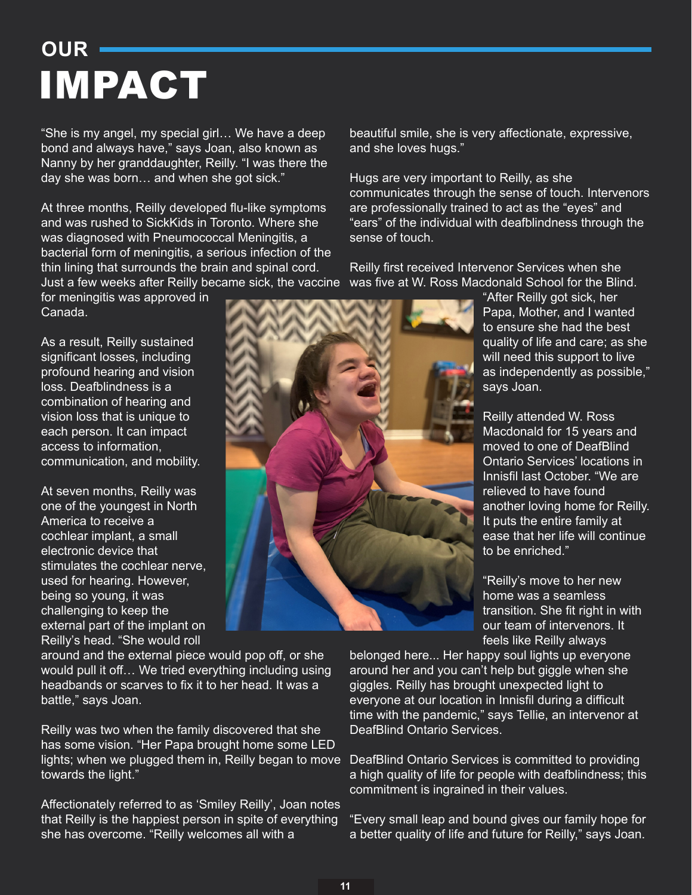# OUR IMPACT

"She is my angel, my special girl… We have a deep bond and always have," says Joan, also known as Nanny by her granddaughter, Reilly. "I was there the day she was born… and when she got sick."

At three months, Reilly developed flu-like symptoms and was rushed to SickKids in Toronto. Where she was diagnosed with Pneumococcal Meningitis, a bacterial form of meningitis, a serious infection of the thin lining that surrounds the brain and spinal cord. Just a few weeks after Reilly became sick, the vaccine for meningitis was approved in Canada.

As a result, Reilly sustained significant losses, including profound hearing and vision loss. Deafblindness is a combination of hearing and vision loss that is unique to each person. It can impact access to information, communication, and mobility.

At seven months, Reilly was one of the youngest in North America to receive a cochlear implant, a small electronic device that stimulates the cochlear nerve, used for hearing. However, being so young, it was challenging to keep the external part of the implant on Reilly's head. "She would roll around and the external piece would pop off, or she would pull it off… We tried everything including using headbands or scarves to fix it to her head. It was a battle," says Joan.

Reilly was two when the family discovered that she has some vision. "Her Papa brought home some LED lights; when we plugged them in, Reilly began to move towards the light."

Affectionately referred to as 'Smiley Reilly', Joan notes that Reilly is the happiest person in spite of everything she has overcome. "Reilly welcomes all with a beautiful smile, she is very affectionate, expressive, and she loves hugs."

Hugs are very important to Reilly, as she communicates through the sense of touch. Intervenors are professionally trained to act as the "eyes" and "ears" of the individual with deafblindness through the sense of touch.

Reilly first received Intervenor Services when she was five at W. Ross Macdonald School for the Blind. "After Reilly got sick, her Papa, Mother, and I wanted to ensure she had the best quality of life and care; as she will need this support to live as independently as possible," says Joan.

Reilly attended W. Ross Macdonald for 15 years and moved to one of DeafBlind Ontario Services' locations in Innisfil last October. "We are relieved to have found another loving home for Reilly. It puts the entire family at ease that her life will continue to be enriched."

"Reilly's move to her new home was a seamless transition. She fit right in with our team of intervenors. It feels like Reilly always belonged here... Her happy soul lights up everyone around her and you can't help but giggle when she giggles. Reilly has brought unexpected light to everyone at our location in Innisfil during a difficult time with the pandemic," says Tellie, an intervenor at DeafBlind Ontario Services.

DeafBlind Ontario Services is committed to providing a high quality of life for people with deafblindness; this commitment is ingrained in their values.

"Every small leap and bound gives our family hope for a better quality of life and future for Reilly," says Joan.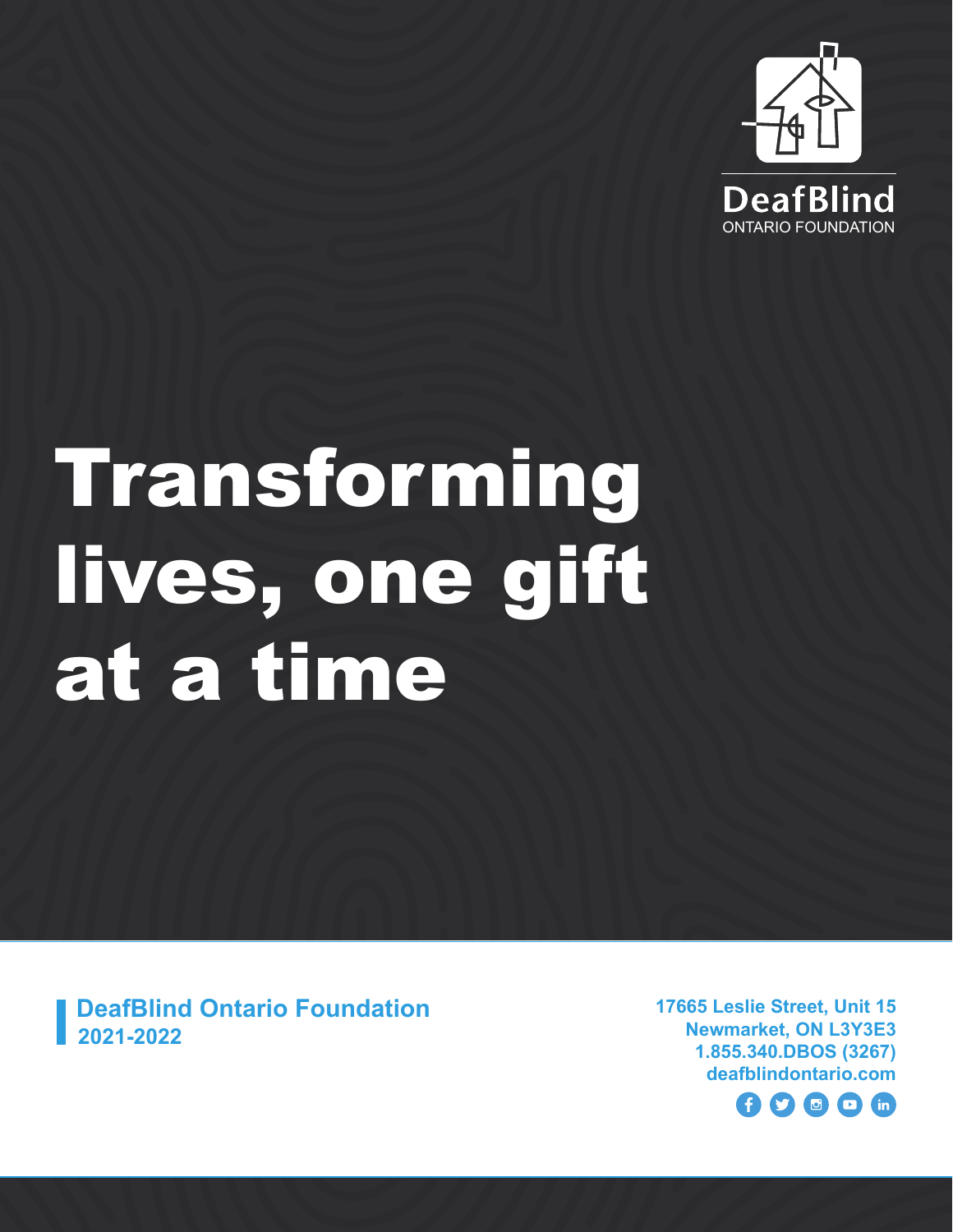DeafBlind
ONTARIO FOUNDATION

# Transforming lives, one gift at a time

**DeafBlind Ontario Foundation**
**2021-2022**

**17665 Leslie Street, Unit 15**
**Newmarket, ON L3Y3E3**
**1.855.340.DBOS (3267)**
**deafblindontario.com**